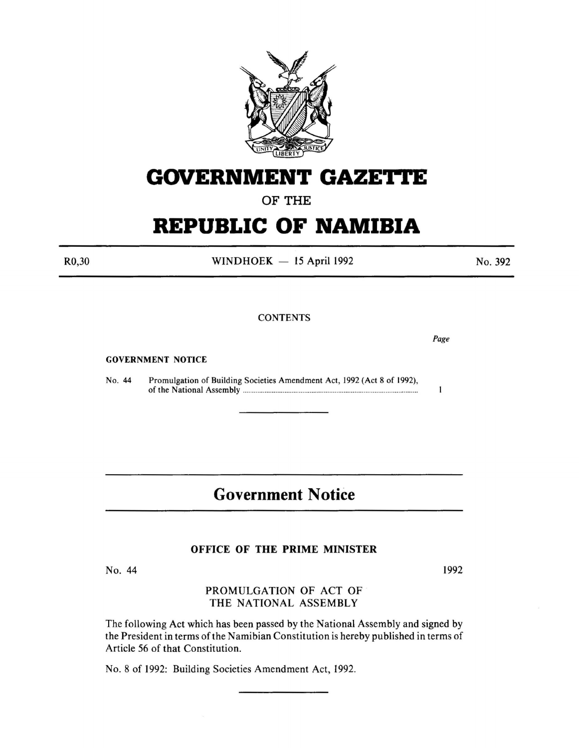# GOVERNMENT GAZETTE

## OF THE

# REPUBLIC OF NAMIBIA

R0,30 WINDHOEK — 15 April 1992 No. 392

CONTENTS

*Page*

**GOVERNMENT NOTICE**

No. 44 Promulgation of Building Societies Amendment Act, 1992 (Act 8 of 1992), of the National Assembly ........ 1

---

## Government Notice

---

**OFFICE OF THE PRIME MINISTER**

No. 44 1992

PROMULGATION OF ACT OF THE NATIONAL ASSEMBLY

The following Act which has been passed by the National Assembly and signed by the President in terms of the Namibian Constitution is hereby published in terms of Article 56 of that Constitution.

No. 8 of 1992: Building Societies Amendment Act, 1992.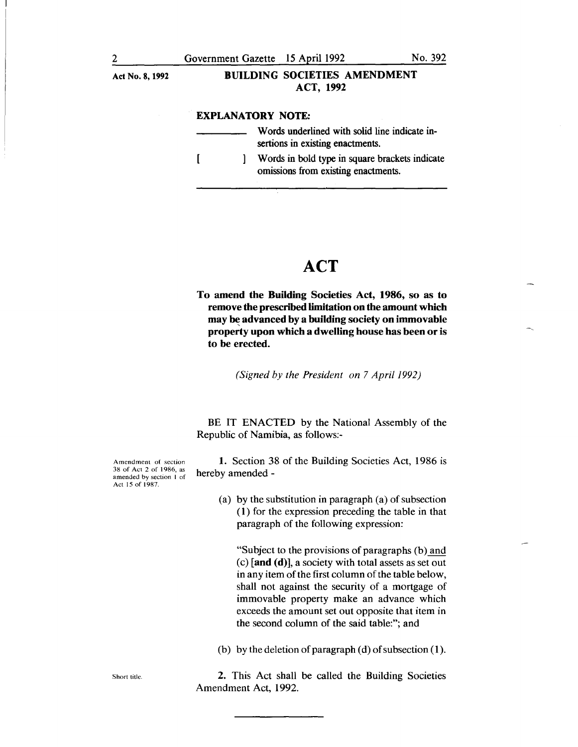**Act No. 8, 1992** **BUILDING SOCIETIES AMENDMENT ACT, 1992**

**EXPLANATORY NOTE:**

\_\_\_\_\_\_\_\_\_\_ Words underlined with solid line indicate insertions in existing enactments.

[ ] Words in bold type in square brackets indicate omissions from existing enactments.

# ACT

**To amend the Building Societies Act, 1986, so as to remove the prescribed limitation on the amount which may be advanced by a building society on immovable property upon which a dwelling house has been or is to be erected.**

*(Signed by the President on 7 April 1992)*

BE IT ENACTED by the National Assembly of the Republic of Namibia, as follows:-

Amendment of section 38 of Act 2 of 1986, as amended by section 1 of Act 15 of 1987.

**1.** Section 38 of the Building Societies Act, 1986 is hereby amended -

(a) by the substitution in paragraph (a) of subsection (1) for the expression preceding the table in that paragraph of the following expression:

"Subject to the provisions of paragraphs (b) <u>and</u> (c) **[and (d)]**, a society with total assets as set out in any item of the first column of the table below, shall not against the security of a mortgage of immovable property make an advance which exceeds the amount set out opposite that item in the second column of the said table:"; and

(b) by the deletion of paragraph (d) of subsection (1).

Short title.

**2.** This Act shall be called the Building Societies Amendment Act, 1992.